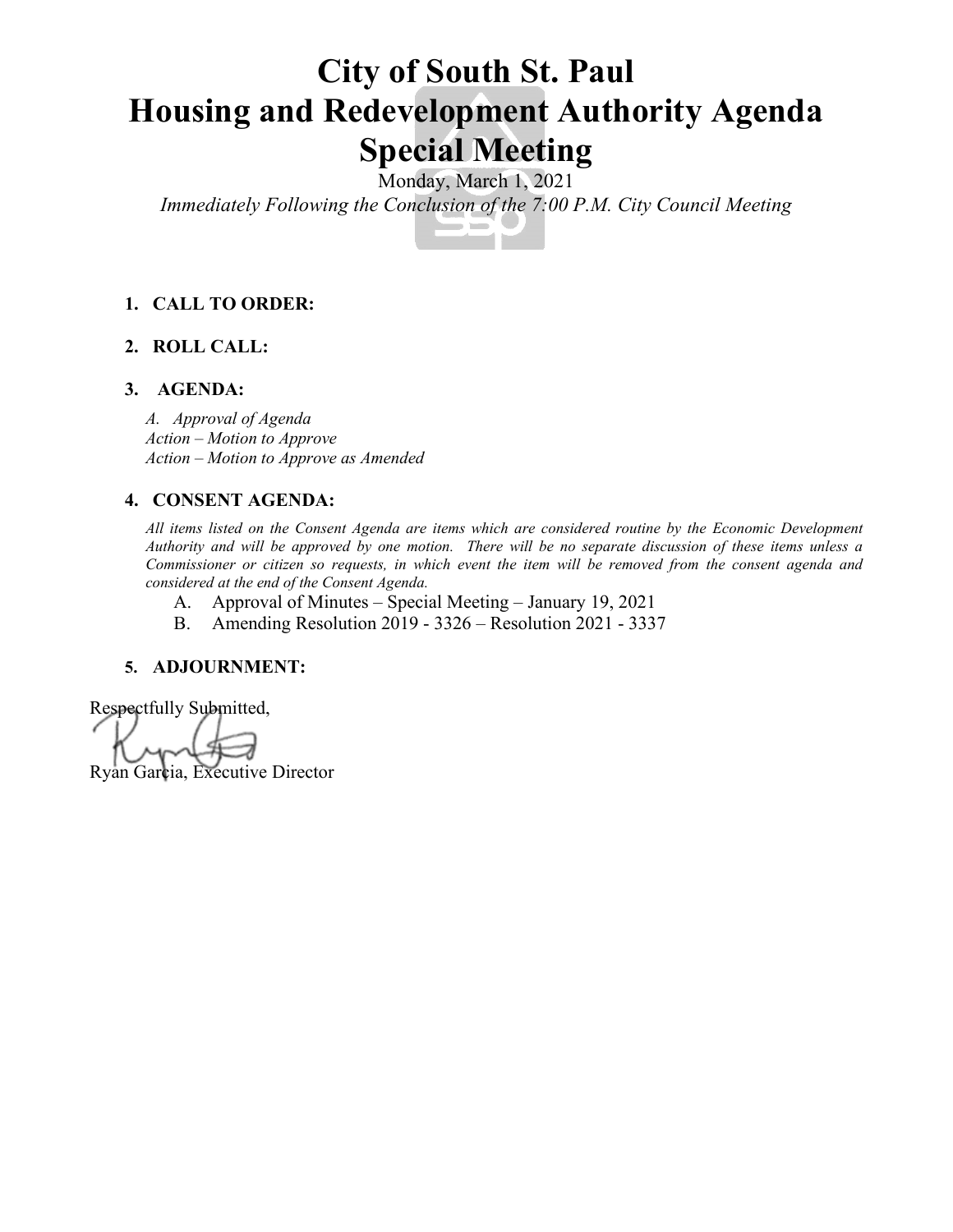# City of South St. Paul
# Housing and Redevelopment Authority Agenda
# Special Meeting

Monday, March 1, 2021

*Immediately Following the Conclusion of the 7:00 P.M. City Council Meeting*

1. **CALL TO ORDER:**

2. **ROLL CALL:**

3. **AGENDA:**

   *A. Approval of Agenda*
   *Action – Motion to Approve*
   *Action – Motion to Approve as Amended*

4. **CONSENT AGENDA:**

   *All items listed on the Consent Agenda are items which are considered routine by the Economic Development Authority and will be approved by one motion. There will be no separate discussion of these items unless a Commissioner or citizen so requests, in which event the item will be removed from the consent agenda and considered at the end of the Consent Agenda.*

   A. Approval of Minutes – Special Meeting – January 19, 2021
   B. Amending Resolution 2019 - 3326 – Resolution 2021 - 3337

5. **ADJOURNMENT:**

Respectfully Submitted,

Ryan Garcia, Executive Director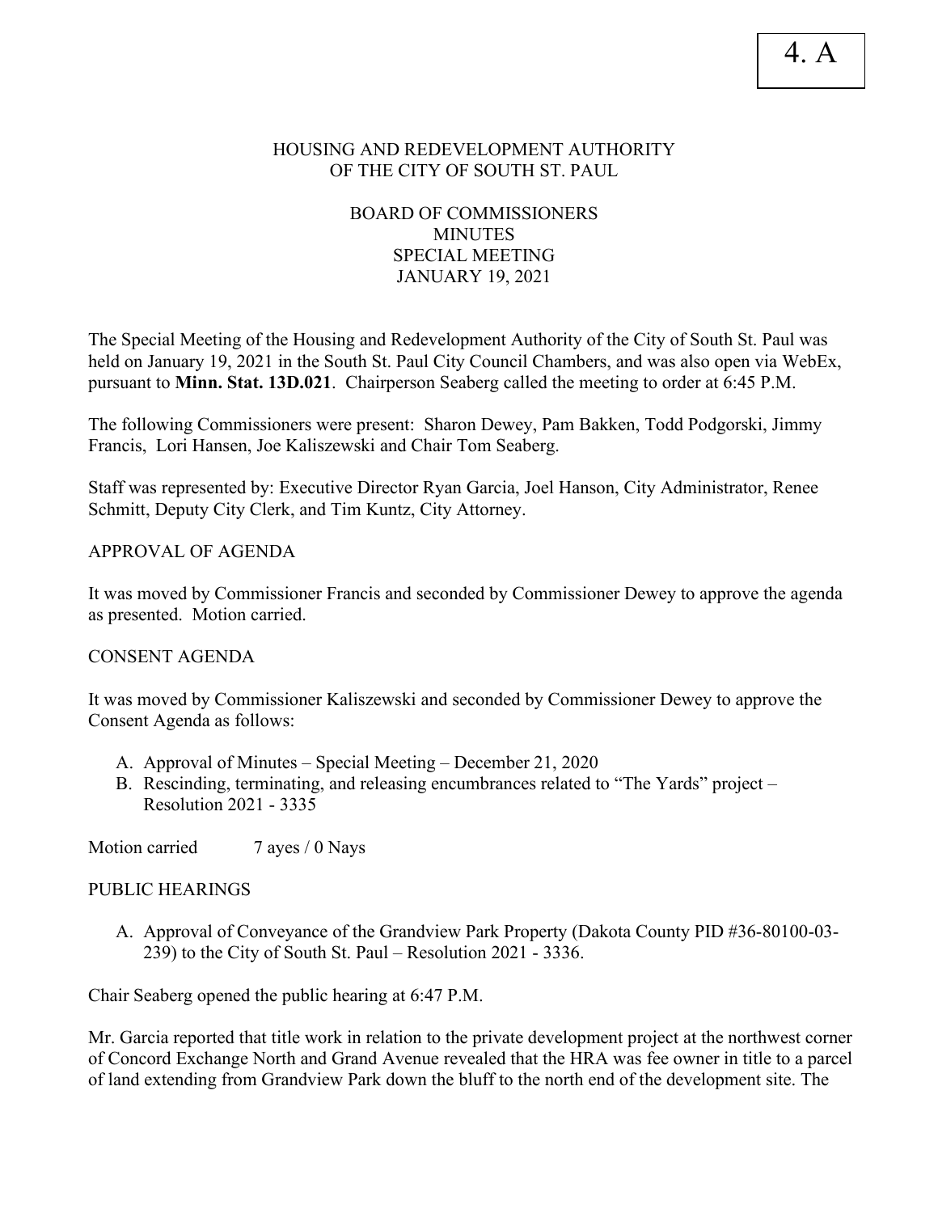4. A

HOUSING AND REDEVELOPMENT AUTHORITY
OF THE CITY OF SOUTH ST. PAUL

BOARD OF COMMISSIONERS
MINUTES
SPECIAL MEETING
JANUARY 19, 2021

The Special Meeting of the Housing and Redevelopment Authority of the City of South St. Paul was held on January 19, 2021 in the South St. Paul City Council Chambers, and was also open via WebEx, pursuant to **Minn. Stat. 13D.021**. Chairperson Seaberg called the meeting to order at 6:45 P.M.

The following Commissioners were present: Sharon Dewey, Pam Bakken, Todd Podgorski, Jimmy Francis, Lori Hansen, Joe Kaliszewski and Chair Tom Seaberg.

Staff was represented by: Executive Director Ryan Garcia, Joel Hanson, City Administrator, Renee Schmitt, Deputy City Clerk, and Tim Kuntz, City Attorney.

APPROVAL OF AGENDA

It was moved by Commissioner Francis and seconded by Commissioner Dewey to approve the agenda as presented. Motion carried.

CONSENT AGENDA

It was moved by Commissioner Kaliszewski and seconded by Commissioner Dewey to approve the Consent Agenda as follows:

A. Approval of Minutes – Special Meeting – December 21, 2020
B. Rescinding, terminating, and releasing encumbrances related to "The Yards" project – Resolution 2021 - 3335

Motion carried 7 ayes / 0 Nays

PUBLIC HEARINGS

A. Approval of Conveyance of the Grandview Park Property (Dakota County PID #36-80100-03-239) to the City of South St. Paul – Resolution 2021 - 3336.

Chair Seaberg opened the public hearing at 6:47 P.M.

Mr. Garcia reported that title work in relation to the private development project at the northwest corner of Concord Exchange North and Grand Avenue revealed that the HRA was fee owner in title to a parcel of land extending from Grandview Park down the bluff to the north end of the development site. The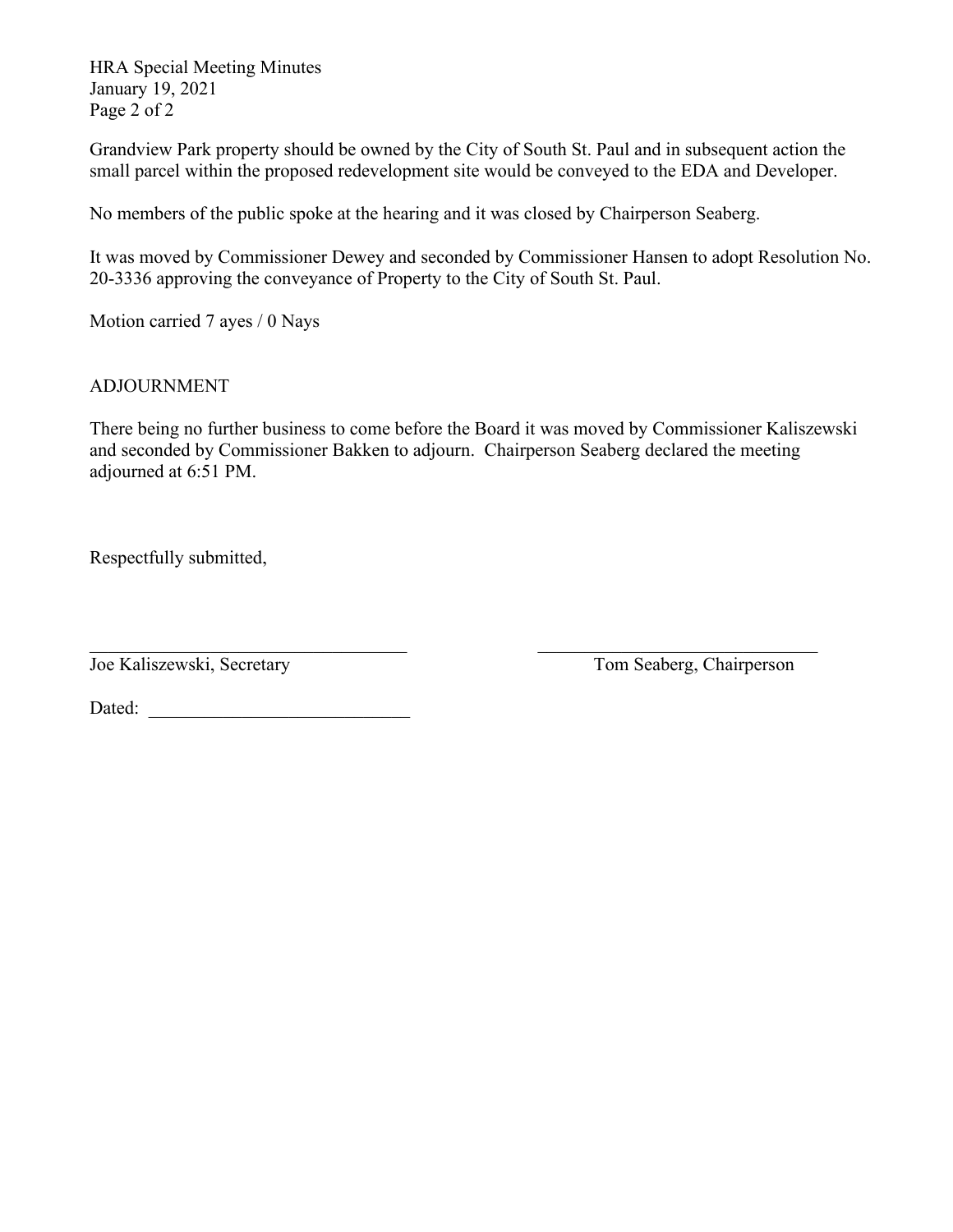Grandview Park property should be owned by the City of South St. Paul and in subsequent action the small parcel within the proposed redevelopment site would be conveyed to the EDA and Developer.

No members of the public spoke at the hearing and it was closed by Chairperson Seaberg.

It was moved by Commissioner Dewey and seconded by Commissioner Hansen to adopt Resolution No. 20-3336 approving the conveyance of Property to the City of South St. Paul.

Motion carried 7 ayes / 0 Nays

## ADJOURNMENT

There being no further business to come before the Board it was moved by Commissioner Kaliszewski and seconded by Commissioner Bakken to adjourn. Chairperson Seaberg declared the meeting adjourned at 6:51 PM.

Respectfully submitted,

\_\_\_\_\_\_\_\_\_\_\_\_\_\_\_\_\_\_\_\_\_\_\_\_\_\_\_\_\_\_\_\_\_\_
Joe Kaliszewski, Secretary

\_\_\_\_\_\_\_\_\_\_\_\_\_\_\_\_\_\_\_\_\_\_\_\_\_\_\_\_\_\_\_\_\_\_
Tom Seaberg, Chairperson

Dated: \_\_\_\_\_\_\_\_\_\_\_\_\_\_\_\_\_\_\_\_\_\_\_\_\_\_\_\_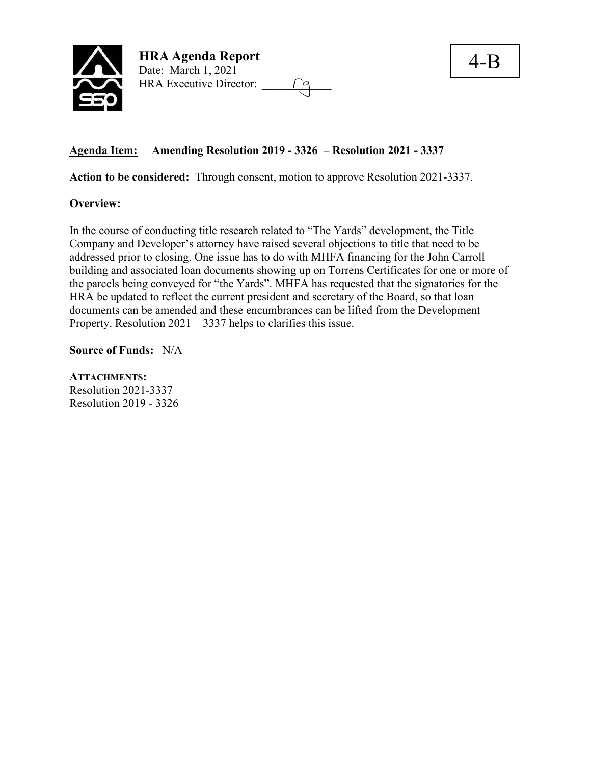**HRA Agenda Report**
Date: March 1, 2021
HRA Executive Director: rg

4-B

**Agenda Item: Amending Resolution 2019 - 3326 – Resolution 2021 - 3337**

**Action to be considered:** Through consent, motion to approve Resolution 2021-3337.

**Overview:**

In the course of conducting title research related to "The Yards" development, the Title Company and Developer's attorney have raised several objections to title that need to be addressed prior to closing. One issue has to do with MHFA financing for the John Carroll building and associated loan documents showing up on Torrens Certificates for one or more of the parcels being conveyed for "the Yards". MHFA has requested that the signatories for the HRA be updated to reflect the current president and secretary of the Board, so that loan documents can be amended and these encumbrances can be lifted from the Development Property. Resolution 2021 – 3337 helps to clarifies this issue.

**Source of Funds:** N/A

**ATTACHMENTS:**
Resolution 2021-3337
Resolution 2019 - 3326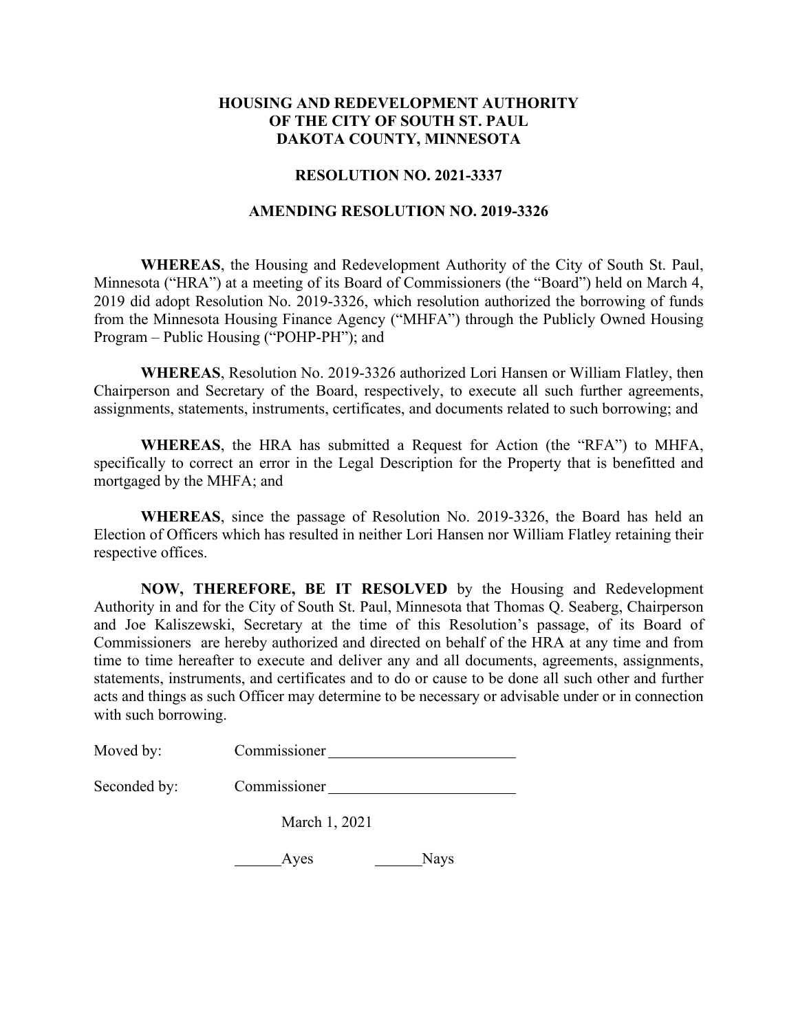**HOUSING AND REDEVELOPMENT AUTHORITY**
**OF THE CITY OF SOUTH ST. PAUL**
**DAKOTA COUNTY, MINNESOTA**

**RESOLUTION NO. 2021-3337**

**AMENDING RESOLUTION NO. 2019-3326**

**WHEREAS**, the Housing and Redevelopment Authority of the City of South St. Paul, Minnesota ("HRA") at a meeting of its Board of Commissioners (the "Board") held on March 4, 2019 did adopt Resolution No. 2019-3326, which resolution authorized the borrowing of funds from the Minnesota Housing Finance Agency ("MHFA") through the Publicly Owned Housing Program – Public Housing ("POHP-PH"); and

**WHEREAS**, Resolution No. 2019-3326 authorized Lori Hansen or William Flatley, then Chairperson and Secretary of the Board, respectively, to execute all such further agreements, assignments, statements, instruments, certificates, and documents related to such borrowing; and

**WHEREAS**, the HRA has submitted a Request for Action (the "RFA") to MHFA, specifically to correct an error in the Legal Description for the Property that is benefitted and mortgaged by the MHFA; and

**WHEREAS**, since the passage of Resolution No. 2019-3326, the Board has held an Election of Officers which has resulted in neither Lori Hansen nor William Flatley retaining their respective offices.

**NOW, THEREFORE, BE IT RESOLVED** by the Housing and Redevelopment Authority in and for the City of South St. Paul, Minnesota that Thomas Q. Seaberg, Chairperson and Joe Kaliszewski, Secretary at the time of this Resolution's passage, of its Board of Commissioners are hereby authorized and directed on behalf of the HRA at any time and from time to time hereafter to execute and deliver any and all documents, agreements, assignments, statements, instruments, and certificates and to do or cause to be done all such other and further acts and things as such Officer may determine to be necessary or advisable under or in connection with such borrowing.

Moved by: Commissioner ________________________

Seconded by: Commissioner ________________________

March 1, 2021

______Ayes ______Nays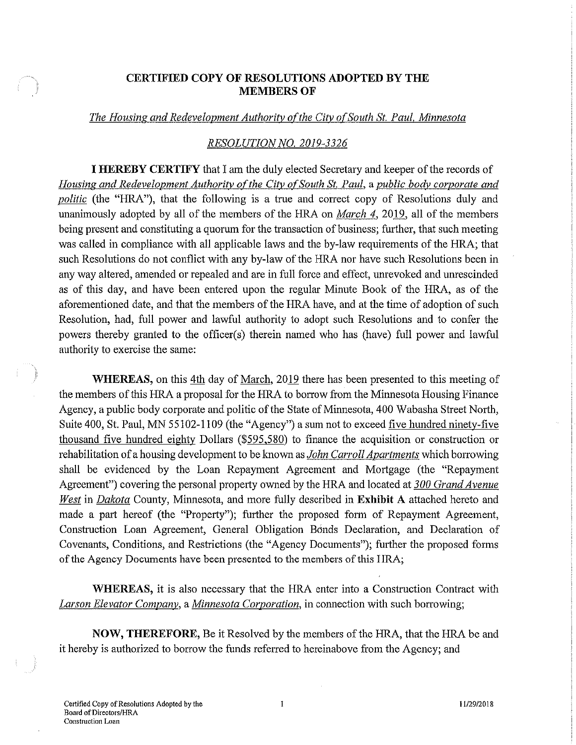**CERTIFIED COPY OF RESOLUTIONS ADOPTED BY THE MEMBERS OF**

*The Housing and Redevelopment Authority of the City of South St. Paul, Minnesota*

*RESOLUTION NO. 2019-3326*

**I HEREBY CERTIFY** that I am the duly elected Secretary and keeper of the records of *Housing and Redevelopment Authority of the City of South St. Paul*, a *public body corporate and politic* (the "HRA"), that the following is a true and correct copy of Resolutions duly and unanimously adopted by all of the members of the HRA on *March 4*, 2019, all of the members being present and constituting a quorum for the transaction of business; further, that such meeting was called in compliance with all applicable laws and the by-law requirements of the HRA; that such Resolutions do not conflict with any by-law of the HRA nor have such Resolutions been in any way altered, amended or repealed and are in full force and effect, unrevoked and unrescinded as of this day, and have been entered upon the regular Minute Book of the HRA, as of the aforementioned date, and that the members of the HRA have, and at the time of adoption of such Resolution, had, full power and lawful authority to adopt such Resolutions and to confer the powers thereby granted to the officer(s) therein named who has (have) full power and lawful authority to exercise the same:

**WHEREAS,** on this 4th day of March, 2019 there has been presented to this meeting of the members of this HRA a proposal for the HRA to borrow from the Minnesota Housing Finance Agency, a public body corporate and politic of the State of Minnesota, 400 Wabasha Street North, Suite 400, St. Paul, MN 55102-1109 (the "Agency") a sum not to exceed five hundred ninety-five thousand five hundred eighty Dollars ($595,580) to finance the acquisition or construction or rehabilitation of a housing development to be known as *John Carroll Apartments* which borrowing shall be evidenced by the Loan Repayment Agreement and Mortgage (the "Repayment Agreement") covering the personal property owned by the HRA and located at *300 Grand Avenue West* in *Dakota* County, Minnesota, and more fully described in **Exhibit A** attached hereto and made a part hereof (the "Property"); further the proposed form of Repayment Agreement, Construction Loan Agreement, General Obligation Bonds Declaration, and Declaration of Covenants, Conditions, and Restrictions (the "Agency Documents"); further the proposed forms of the Agency Documents have been presented to the members of this HRA;

**WHEREAS,** it is also necessary that the HRA enter into a Construction Contract with *Larson Elevator Company*, a *Minnesota Corporation*, in connection with such borrowing;

**NOW, THEREFORE,** Be it Resolved by the members of the HRA, that the HRA be and it hereby is authorized to borrow the funds referred to hereinabove from the Agency; and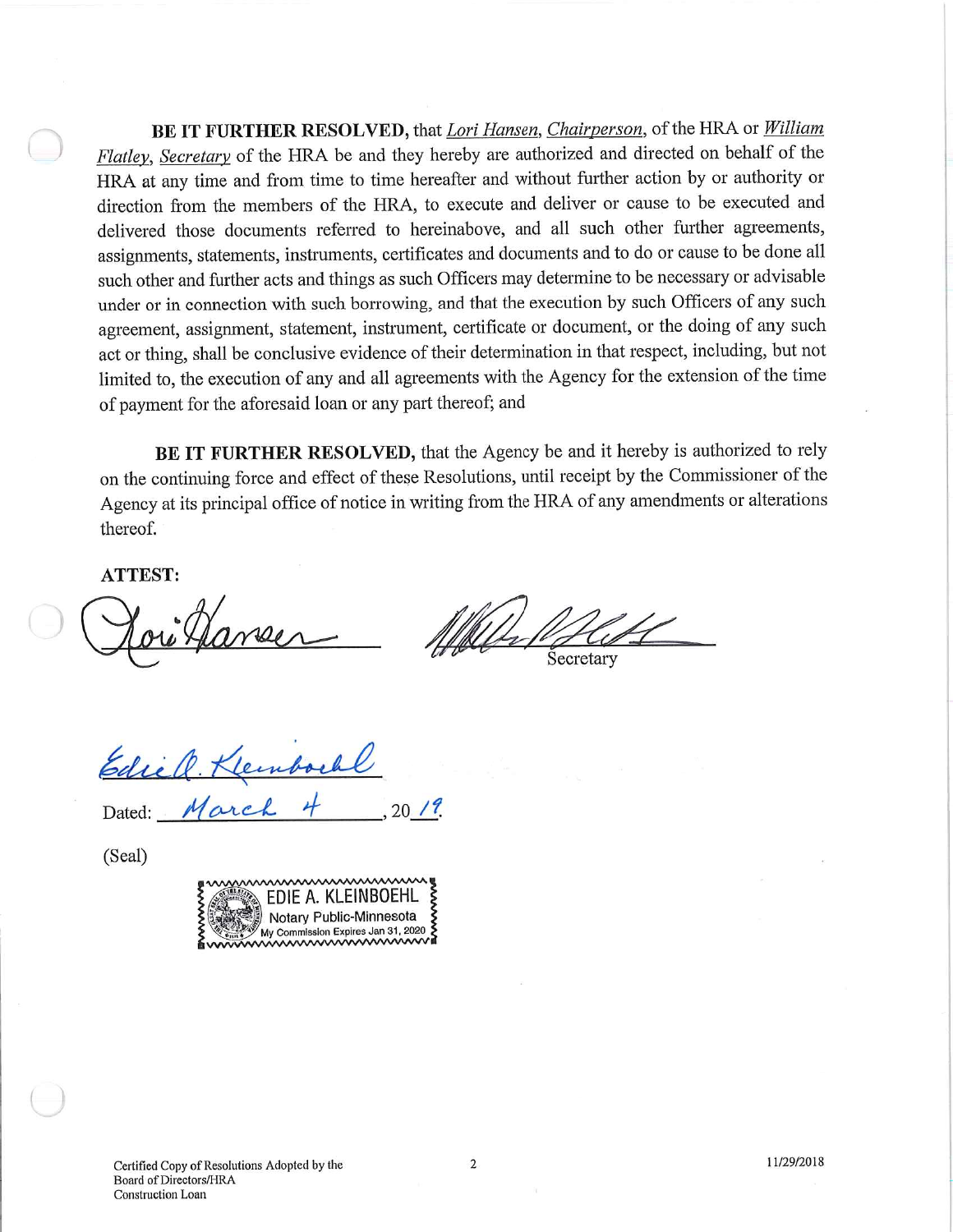**BE IT FURTHER RESOLVED,** that *Lori Hansen*, *Chairperson*, of the HRA or *William Flatley*, *Secretary* of the HRA be and they hereby are authorized and directed on behalf of the HRA at any time and from time to time hereafter and without further action by or authority or direction from the members of the HRA, to execute and deliver or cause to be executed and delivered those documents referred to hereinabove, and all such other further agreements, assignments, statements, instruments, certificates and documents and to do or cause to be done all such other and further acts and things as such Officers may determine to be necessary or advisable under or in connection with such borrowing, and that the execution by such Officers of any such agreement, assignment, statement, instrument, certificate or document, or the doing of any such act or thing, shall be conclusive evidence of their determination in that respect, including, but not limited to, the execution of any and all agreements with the Agency for the extension of the time of payment for the aforesaid loan or any part thereof; and

**BE IT FURTHER RESOLVED,** that the Agency be and it hereby is authorized to rely on the continuing force and effect of these Resolutions, until receipt by the Commissioner of the Agency at its principal office of notice in writing from the HRA of any amendments or alterations thereof.

**ATTEST:**

Lori Hansen ______________________ &nbsp;&nbsp;&nbsp;&nbsp; ______________________
Secretary

Edie A. Kleinboehl ______________________

Dated: March 4, 2019

(Seal)

EDIE A. KLEINBOEHL
Notary Public-Minnesota
My Commission Expires Jan 31, 2020

Certified Copy of Resolutions Adopted by the Board of Directors/HRA
Construction Loan

11/29/2018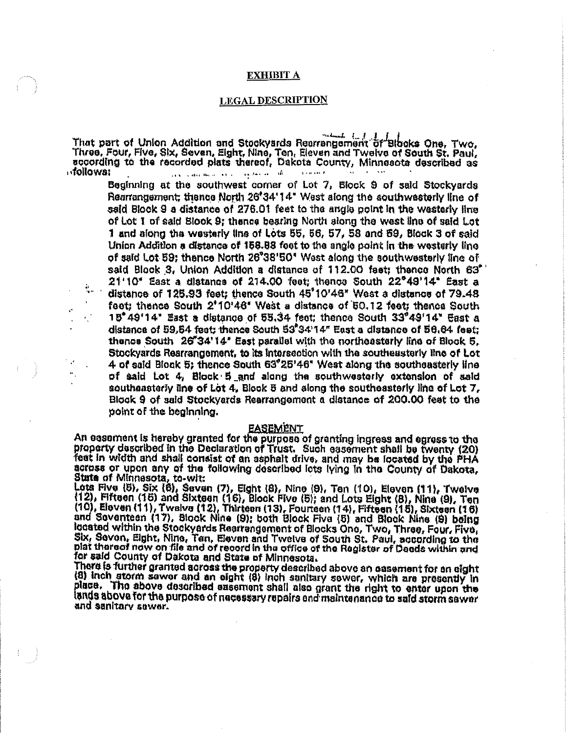## EXHIBIT A

## LEGAL DESCRIPTION

That part of Union Addition and Stockyards Rearrangement of Blocks One, Two, Three, Four, Five, Six, Seven, Eight, Nine, Ten, Eleven and Twelve of South St. Paul, according to the recorded plats thereof, Dakota County, Minnesota described as follows:

> Beginning at the southwest corner of Lot 7, Block 9 of said Stockyards Rearrangement; thence North 26°34'14" West along the southwesterly line of said Block 9 a distance of 276.01 feet to the angle point in the westerly line of Lot 1 of said Block 9; thence bearing North along the west line of said Lot 1 and along the westerly line of Lots 55, 56, 57, 58 and 59, Block 3 of said Union Addition a distance of 158.88 feet to the angle point in the westerly line of said Lot 59; thence North 26°38'50" West along the southwesterly line of said Block 3, Union Addition a distance of 112.00 feet; thence North 63° 21'10" East a distance of 214.00 feet; thence South 22°49'14" East a distance of 125.93 feet; thence South 45°10'46" West a distance of 79.48 feet; thence South 2°10'46" West a distance of 50.12 feet; thence South 15°49'14" East a distance of 55.34 feet; thence South 33°49'14" East a distance of 59.54 feet; thence South 53°34'14" East a distance of 56.64 feet; thence South 26°34'14" East parallel with the northeasterly line of Block 5, Stockyards Rearrangement, to its intersection with the southeasterly line of Lot 4 of said Block 5; thence South 63°25'46" West along the southeasterly line of said Lot 4, Block 5 and along the southwesterly extension of said southeasterly line of Lot 4, Block 5 and along the southeasterly line of Lot 7, Block 9 of said Stockyards Rearrangement a distance of 200.00 feet to the point of the beginning.

### EASEMENT

An easement is hereby granted for the purpose of granting ingress and egress to the property described in the Declaration of Trust. Such easement shall be twenty (20) feet in width and shall consist of an asphalt drive, and may be located by the PHA across or upon any of the following described lots lying in the County of Dakota, State of Minnesota, to-wit:

Lots Five (5), Six (6), Seven (7), Eight (8), Nine (9), Ten (10), Eleven (11), Twelve (12), Fifteen (15) and Sixteen (16), Block Five (5); and Lots Eight (8), Nine (9), Ten (10), Eleven (11), Twelve (12), Thirteen (13), Fourteen (14), Fifteen (15), Sixteen (16) and Seventeen (17), Block Nine (9); both Block Five (5) and Block Nine (9) being located within the Stockyards Rearrangement of Blocks One, Two, Three, Four, Five, Six, Seven, Eight, Nine, Ten, Eleven and Twelve of South St. Paul, according to the plat thereof now on file and of record in the office of the Register of Deeds within and for said County of Dakota and State of Minnesota.

There is further granted across the property described above an easement for an eight (8) inch storm sewer and an eight (8) inch sanitary sewer, which are presently in place. The above described easement shall also grant the right to enter upon the lands above for the purpose of necessary repairs and maintenance to said storm sewer and sanitary sewer.